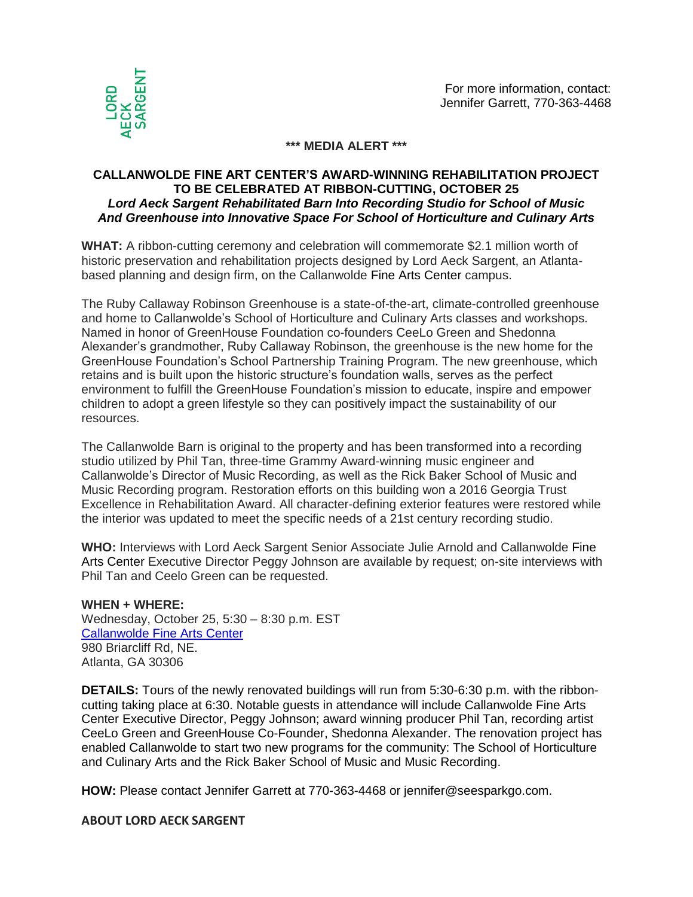LORD AECK SARGENT

For more information, contact:
Jennifer Garrett, 770-363-4468

**\*\*\* MEDIA ALERT \*\*\***

# CALLANWOLDE FINE ART CENTER'S AWARD-WINNING REHABILITATION PROJECT TO BE CELEBRATED AT RIBBON-CUTTING, OCTOBER 25

***Lord Aeck Sargent Rehabilitated Barn Into Recording Studio for School of Music And Greenhouse into Innovative Space For School of Horticulture and Culinary Arts***

**WHAT:** A ribbon-cutting ceremony and celebration will commemorate $2.1 million worth of historic preservation and rehabilitation projects designed by Lord Aeck Sargent, an Atlanta-based planning and design firm, on the Callanwolde Fine Arts Center campus.

The Ruby Callaway Robinson Greenhouse is a state-of-the-art, climate-controlled greenhouse and home to Callanwolde's School of Horticulture and Culinary Arts classes and workshops. Named in honor of GreenHouse Foundation co-founders CeeLo Green and Shedonna Alexander's grandmother, Ruby Callaway Robinson, the greenhouse is the new home for the GreenHouse Foundation's School Partnership Training Program. The new greenhouse, which retains and is built upon the historic structure's foundation walls, serves as the perfect environment to fulfill the GreenHouse Foundation's mission to educate, inspire and empower children to adopt a green lifestyle so they can positively impact the sustainability of our resources.

The Callanwolde Barn is original to the property and has been transformed into a recording studio utilized by Phil Tan, three-time Grammy Award-winning music engineer and Callanwolde's Director of Music Recording, as well as the Rick Baker School of Music and Music Recording program. Restoration efforts on this building won a 2016 Georgia Trust Excellence in Rehabilitation Award. All character-defining exterior features were restored while the interior was updated to meet the specific needs of a 21st century recording studio.

**WHO:** Interviews with Lord Aeck Sargent Senior Associate Julie Arnold and Callanwolde Fine Arts Center Executive Director Peggy Johnson are available by request; on-site interviews with Phil Tan and Ceelo Green can be requested.

**WHEN + WHERE:**
Wednesday, October 25, 5:30 – 8:30 p.m. EST
[Callanwolde Fine Arts Center]
980 Briarcliff Rd, NE.
Atlanta, GA 30306

**DETAILS:** Tours of the newly renovated buildings will run from 5:30-6:30 p.m. with the ribbon-cutting taking place at 6:30. Notable guests in attendance will include Callanwolde Fine Arts Center Executive Director, Peggy Johnson; award winning producer Phil Tan, recording artist CeeLo Green and GreenHouse Co-Founder, Shedonna Alexander. The renovation project has enabled Callanwolde to start two new programs for the community: The School of Horticulture and Culinary Arts and the Rick Baker School of Music and Music Recording.

**HOW:** Please contact Jennifer Garrett at 770-363-4468 or jennifer@seesparkgo.com.

## ABOUT LORD AECK SARGENT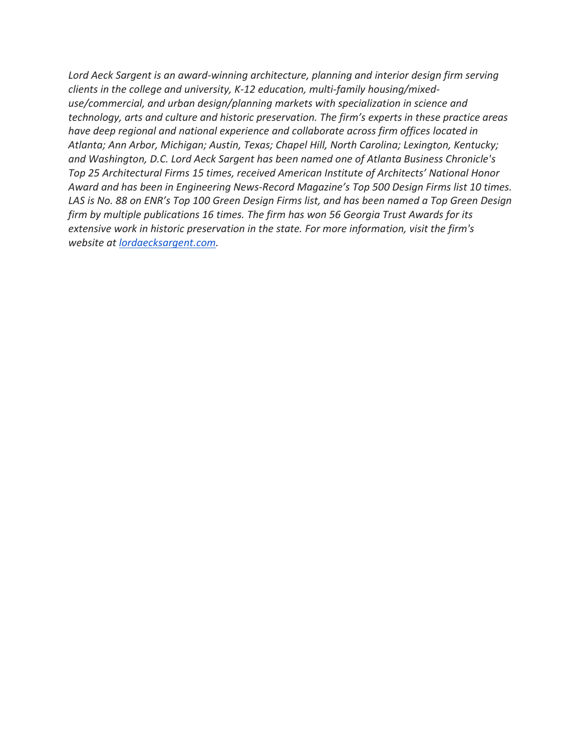*Lord Aeck Sargent is an award-winning architecture, planning and interior design firm serving clients in the college and university, K-12 education, multi-family housing/mixed-use/commercial, and urban design/planning markets with specialization in science and technology, arts and culture and historic preservation. The firm's experts in these practice areas have deep regional and national experience and collaborate across firm offices located in Atlanta; Ann Arbor, Michigan; Austin, Texas; Chapel Hill, North Carolina; Lexington, Kentucky; and Washington, D.C. Lord Aeck Sargent has been named one of Atlanta Business Chronicle's Top 25 Architectural Firms 15 times, received American Institute of Architects' National Honor Award and has been in Engineering News-Record Magazine's Top 500 Design Firms list 10 times. LAS is No. 88 on ENR's Top 100 Green Design Firms list, and has been named a Top Green Design firm by multiple publications 16 times. The firm has won 56 Georgia Trust Awards for its extensive work in historic preservation in the state. For more information, visit the firm's website at [lordaecksargent.com](lordaecksargent.com).*